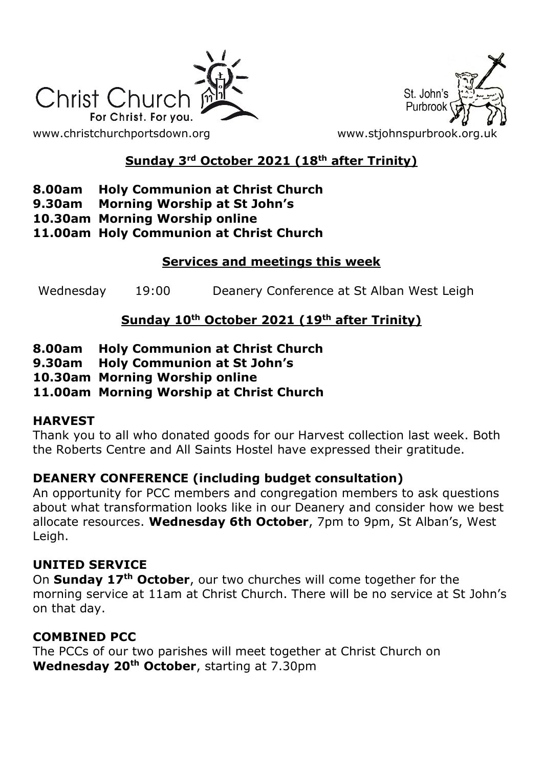Christ Church
For Christ. For you.

St. John's Purbrook

www.christchurchportsdown.org www.stjohnspurbrook.org.uk

## Sunday 3rd October 2021 (18th after Trinity)

**8.00am Holy Communion at Christ Church**
**9.30am Morning Worship at St John's**
**10.30am Morning Worship online**
**11.00am Holy Communion at Christ Church**

## Services and meetings this week

Wednesday 19:00 Deanery Conference at St Alban West Leigh

## Sunday 10th October 2021 (19th after Trinity)

**8.00am Holy Communion at Christ Church**
**9.30am Holy Communion at St John's**
**10.30am Morning Worship online**
**11.00am Morning Worship at Christ Church**

### HARVEST

Thank you to all who donated goods for our Harvest collection last week. Both the Roberts Centre and All Saints Hostel have expressed their gratitude.

### DEANERY CONFERENCE (including budget consultation)

An opportunity for PCC members and congregation members to ask questions about what transformation looks like in our Deanery and consider how we best allocate resources. **Wednesday 6th October**, 7pm to 9pm, St Alban's, West Leigh.

### UNITED SERVICE

On **Sunday 17th October**, our two churches will come together for the morning service at 11am at Christ Church. There will be no service at St John's on that day.

### COMBINED PCC

The PCCs of our two parishes will meet together at Christ Church on **Wednesday 20th October**, starting at 7.30pm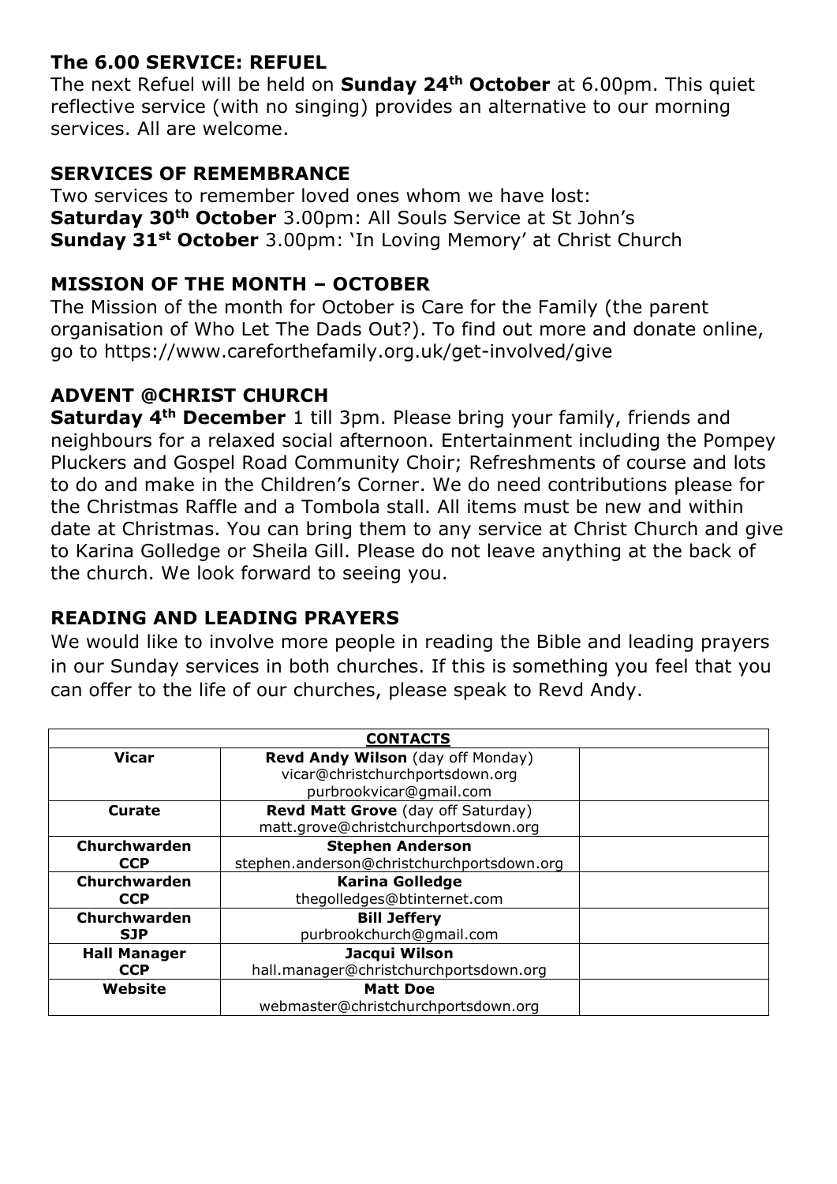## The 6.00 SERVICE: REFUEL

The next Refuel will be held on **Sunday 24th October** at 6.00pm. This quiet reflective service (with no singing) provides an alternative to our morning services. All are welcome.

## SERVICES OF REMEMBRANCE

Two services to remember loved ones whom we have lost:
**Saturday 30th October** 3.00pm: All Souls Service at St John's
**Sunday 31st October** 3.00pm: 'In Loving Memory' at Christ Church

## MISSION OF THE MONTH – OCTOBER

The Mission of the month for October is Care for the Family (the parent organisation of Who Let The Dads Out?). To find out more and donate online, go to https://www.careforthefamily.org.uk/get-involved/give

## ADVENT @CHRIST CHURCH

**Saturday 4th December** 1 till 3pm. Please bring your family, friends and neighbours for a relaxed social afternoon. Entertainment including the Pompey Pluckers and Gospel Road Community Choir; Refreshments of course and lots to do and make in the Children's Corner. We do need contributions please for the Christmas Raffle and a Tombola stall. All items must be new and within date at Christmas. You can bring them to any service at Christ Church and give to Karina Golledge or Sheila Gill. Please do not leave anything at the back of the church. We look forward to seeing you.

## READING AND LEADING PRAYERS

We would like to involve more people in reading the Bible and leading prayers in our Sunday services in both churches. If this is something you feel that you can offer to the life of our churches, please speak to Revd Andy.

| **CONTACTS** | | |
|---|---|---|
| **Vicar** | **Revd Andy Wilson** (day off Monday)<br>vicar@christchurchportsdown.org<br>purbrookvicar@gmail.com | |
| **Curate** | **Revd Matt Grove** (day off Saturday)<br>matt.grove@christchurchportsdown.org | |
| **Churchwarden CCP** | **Stephen Anderson**<br>stephen.anderson@christchurchportsdown.org | |
| **Churchwarden CCP** | **Karina Golledge**<br>thegolledges@btinternet.com | |
| **Churchwarden SJP** | **Bill Jeffery**<br>purbrookchurch@gmail.com | |
| **Hall Manager CCP** | **Jacqui Wilson**<br>hall.manager@christchurchportsdown.org | |
| **Website** | **Matt Doe**<br>webmaster@christchurchportsdown.org | |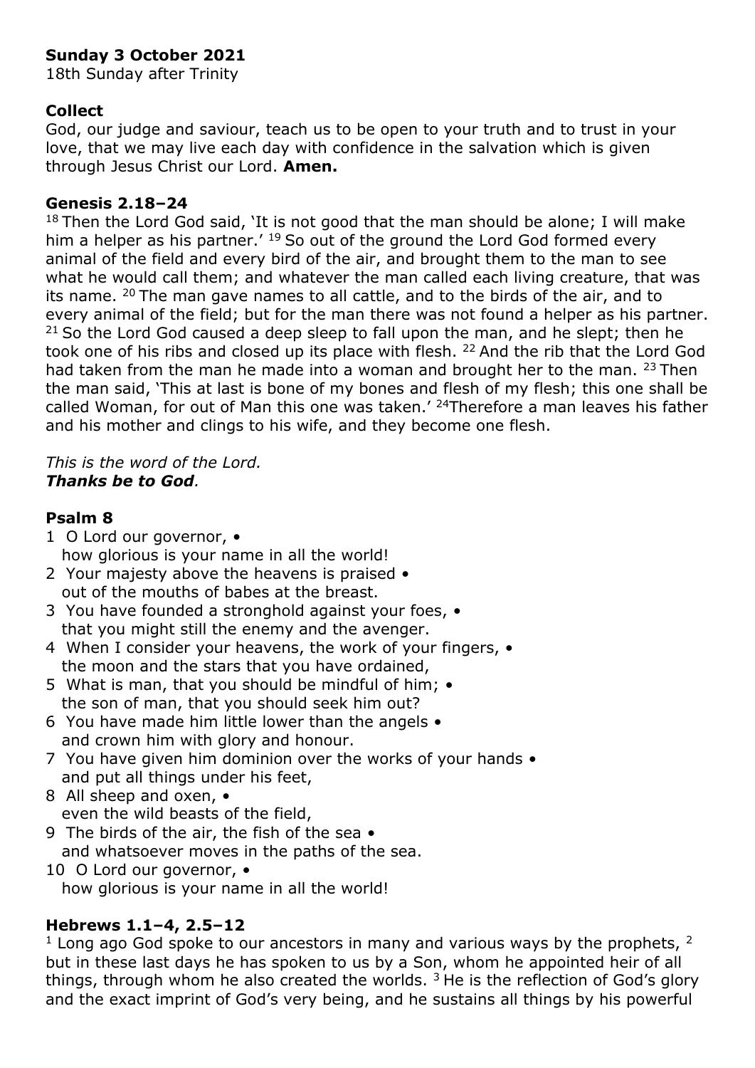**Sunday 3 October 2021**
18th Sunday after Trinity

**Collect**
God, our judge and saviour, teach us to be open to your truth and to trust in your love, that we may live each day with confidence in the salvation which is given through Jesus Christ our Lord. **Amen.**

**Genesis 2.18–24**
[18] Then the Lord God said, 'It is not good that the man should be alone; I will make him a helper as his partner.' [19] So out of the ground the Lord God formed every animal of the field and every bird of the air, and brought them to the man to see what he would call them; and whatever the man called each living creature, that was its name. [20] The man gave names to all cattle, and to the birds of the air, and to every animal of the field; but for the man there was not found a helper as his partner. [21] So the Lord God caused a deep sleep to fall upon the man, and he slept; then he took one of his ribs and closed up its place with flesh. [22] And the rib that the Lord God had taken from the man he made into a woman and brought her to the man. [23] Then the man said, 'This at last is bone of my bones and flesh of my flesh; this one shall be called Woman, for out of Man this one was taken.' [24]Therefore a man leaves his father and his mother and clings to his wife, and they become one flesh.

*This is the word of the Lord.*
***Thanks be to God.***

**Psalm 8**
1 O Lord our governor, •
how glorious is your name in all the world!
2 Your majesty above the heavens is praised •
out of the mouths of babes at the breast.
3 You have founded a stronghold against your foes, •
that you might still the enemy and the avenger.
4 When I consider your heavens, the work of your fingers, •
the moon and the stars that you have ordained,
5 What is man, that you should be mindful of him; •
the son of man, that you should seek him out?
6 You have made him little lower than the angels •
and crown him with glory and honour.
7 You have given him dominion over the works of your hands •
and put all things under his feet,
8 All sheep and oxen, •
even the wild beasts of the field,
9 The birds of the air, the fish of the sea •
and whatsoever moves in the paths of the sea.
10 O Lord our governor, •
how glorious is your name in all the world!

**Hebrews 1.1–4, 2.5–12**
[1] Long ago God spoke to our ancestors in many and various ways by the prophets, [2] but in these last days he has spoken to us by a Son, whom he appointed heir of all things, through whom he also created the worlds. [3] He is the reflection of God's glory and the exact imprint of God's very being, and he sustains all things by his powerful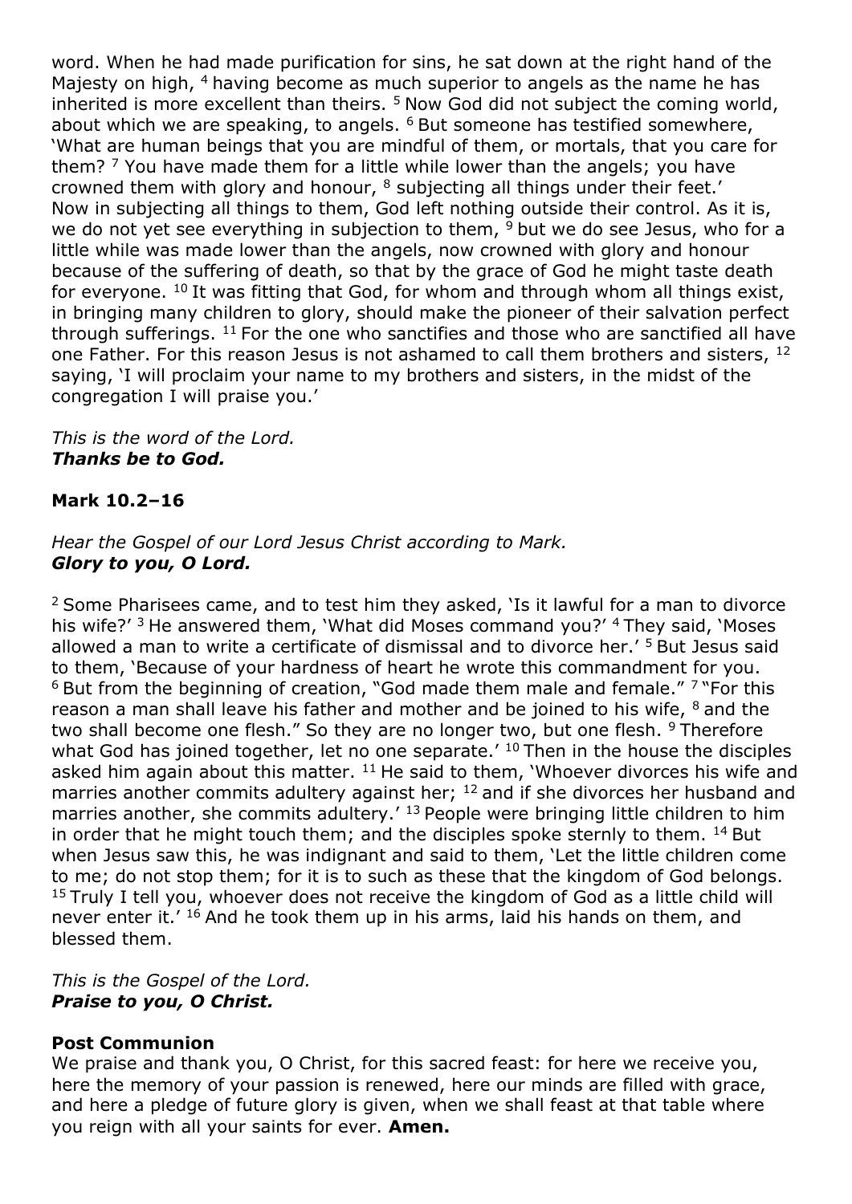word. When he had made purification for sins, he sat down at the right hand of the Majesty on high, [4] having become as much superior to angels as the name he has inherited is more excellent than theirs. [5] Now God did not subject the coming world, about which we are speaking, to angels. [6] But someone has testified somewhere, 'What are human beings that you are mindful of them, or mortals, that you care for them? [7] You have made them for a little while lower than the angels; you have crowned them with glory and honour, [8] subjecting all things under their feet.' Now in subjecting all things to them, God left nothing outside their control. As it is, we do not yet see everything in subjection to them, [9] but we do see Jesus, who for a little while was made lower than the angels, now crowned with glory and honour because of the suffering of death, so that by the grace of God he might taste death for everyone. [10] It was fitting that God, for whom and through whom all things exist, in bringing many children to glory, should make the pioneer of their salvation perfect through sufferings. [11] For the one who sanctifies and those who are sanctified all have one Father. For this reason Jesus is not ashamed to call them brothers and sisters, [12] saying, 'I will proclaim your name to my brothers and sisters, in the midst of the congregation I will praise you.'

*This is the word of the Lord.*
***Thanks be to God.***

**Mark 10.2–16**

*Hear the Gospel of our Lord Jesus Christ according to Mark.*
***Glory to you, O Lord.***

[2] Some Pharisees came, and to test him they asked, 'Is it lawful for a man to divorce his wife?' [3] He answered them, 'What did Moses command you?' [4] They said, 'Moses allowed a man to write a certificate of dismissal and to divorce her.' [5] But Jesus said to them, 'Because of your hardness of heart he wrote this commandment for you. [6] But from the beginning of creation, "God made them male and female." [7] "For this reason a man shall leave his father and mother and be joined to his wife, [8] and the two shall become one flesh." So they are no longer two, but one flesh. [9] Therefore what God has joined together, let no one separate.' [10] Then in the house the disciples asked him again about this matter. [11] He said to them, 'Whoever divorces his wife and marries another commits adultery against her; [12] and if she divorces her husband and marries another, she commits adultery.' [13] People were bringing little children to him in order that he might touch them; and the disciples spoke sternly to them. [14] But when Jesus saw this, he was indignant and said to them, 'Let the little children come to me; do not stop them; for it is to such as these that the kingdom of God belongs. [15] Truly I tell you, whoever does not receive the kingdom of God as a little child will never enter it.' [16] And he took them up in his arms, laid his hands on them, and blessed them.

*This is the Gospel of the Lord.*
***Praise to you, O Christ.***

**Post Communion**

We praise and thank you, O Christ, for this sacred feast: for here we receive you, here the memory of your passion is renewed, here our minds are filled with grace, and here a pledge of future glory is given, when we shall feast at that table where you reign with all your saints for ever. **Amen.**